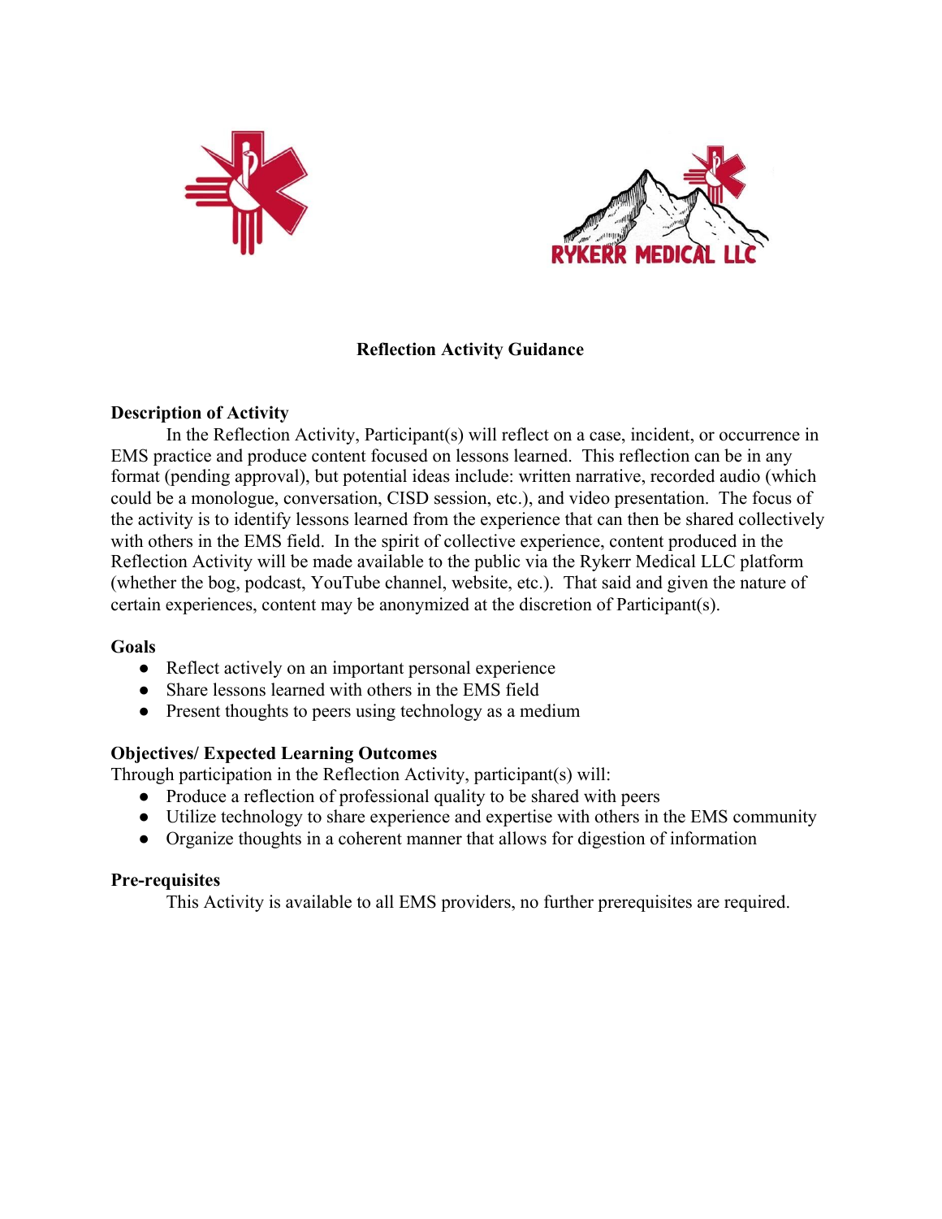**Reflection Activity Guidance**

**Description of Activity**

In the Reflection Activity, Participant(s) will reflect on a case, incident, or occurrence in EMS practice and produce content focused on lessons learned. This reflection can be in any format (pending approval), but potential ideas include: written narrative, recorded audio (which could be a monologue, conversation, CISD session, etc.), and video presentation. The focus of the activity is to identify lessons learned from the experience that can then be shared collectively with others in the EMS field. In the spirit of collective experience, content produced in the Reflection Activity will be made available to the public via the Rykerr Medical LLC platform (whether the bog, podcast, YouTube channel, website, etc.). That said and given the nature of certain experiences, content may be anonymized at the discretion of Participant(s).

**Goals**

- Reflect actively on an important personal experience
- Share lessons learned with others in the EMS field
- Present thoughts to peers using technology as a medium

**Objectives/ Expected Learning Outcomes**

Through participation in the Reflection Activity, participant(s) will:

- Produce a reflection of professional quality to be shared with peers
- Utilize technology to share experience and expertise with others in the EMS community
- Organize thoughts in a coherent manner that allows for digestion of information

**Pre-requisites**

This Activity is available to all EMS providers, no further prerequisites are required.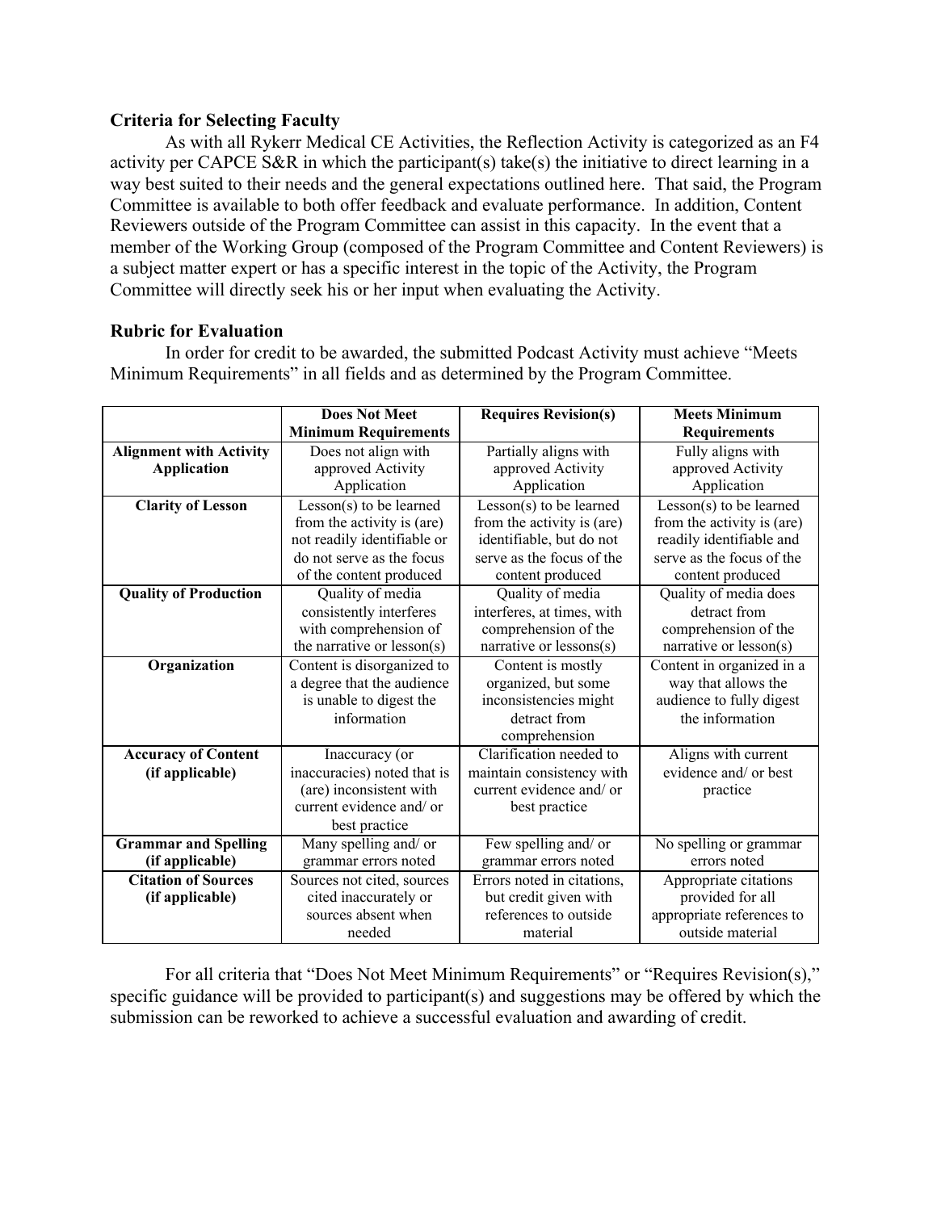**Criteria for Selecting Faculty**

As with all Rykerr Medical CE Activities, the Reflection Activity is categorized as an F4 activity per CAPCE S&R in which the participant(s) take(s) the initiative to direct learning in a way best suited to their needs and the general expectations outlined here. That said, the Program Committee is available to both offer feedback and evaluate performance. In addition, Content Reviewers outside of the Program Committee can assist in this capacity. In the event that a member of the Working Group (composed of the Program Committee and Content Reviewers) is a subject matter expert or has a specific interest in the topic of the Activity, the Program Committee will directly seek his or her input when evaluating the Activity.

**Rubric for Evaluation**

In order for credit to be awarded, the submitted Podcast Activity must achieve "Meets Minimum Requirements" in all fields and as determined by the Program Committee.

| | **Does Not Meet Minimum Requirements** | **Requires Revision(s)** | **Meets Minimum Requirements** |
|---|---|---|---|
| **Alignment with Activity Application** | Does not align with approved Activity Application | Partially aligns with approved Activity Application | Fully aligns with approved Activity Application |
| **Clarity of Lesson** | Lesson(s) to be learned from the activity is (are) not readily identifiable or do not serve as the focus of the content produced | Lesson(s) to be learned from the activity is (are) identifiable, but do not serve as the focus of the content produced | Lesson(s) to be learned from the activity is (are) readily identifiable and serve as the focus of the content produced |
| **Quality of Production** | Quality of media consistently interferes with comprehension of the narrative or lesson(s) | Quality of media interferes, at times, with comprehension of the narrative or lessons(s) | Quality of media does detract from comprehension of the narrative or lesson(s) |
| **Organization** | Content is disorganized to a degree that the audience is unable to digest the information | Content is mostly organized, but some inconsistencies might detract from comprehension | Content in organized in a way that allows the audience to fully digest the information |
| **Accuracy of Content (if applicable)** | Inaccuracy (or inaccuracies) noted that is (are) inconsistent with current evidence and/ or best practice | Clarification needed to maintain consistency with current evidence and/ or best practice | Aligns with current evidence and/ or best practice |
| **Grammar and Spelling (if applicable)** | Many spelling and/ or grammar errors noted | Few spelling and/ or grammar errors noted | No spelling or grammar errors noted |
| **Citation of Sources (if applicable)** | Sources not cited, sources cited inaccurately or sources absent when needed | Errors noted in citations, but credit given with references to outside material | Appropriate citations provided for all appropriate references to outside material |

For all criteria that "Does Not Meet Minimum Requirements" or "Requires Revision(s)," specific guidance will be provided to participant(s) and suggestions may be offered by which the submission can be reworked to achieve a successful evaluation and awarding of credit.